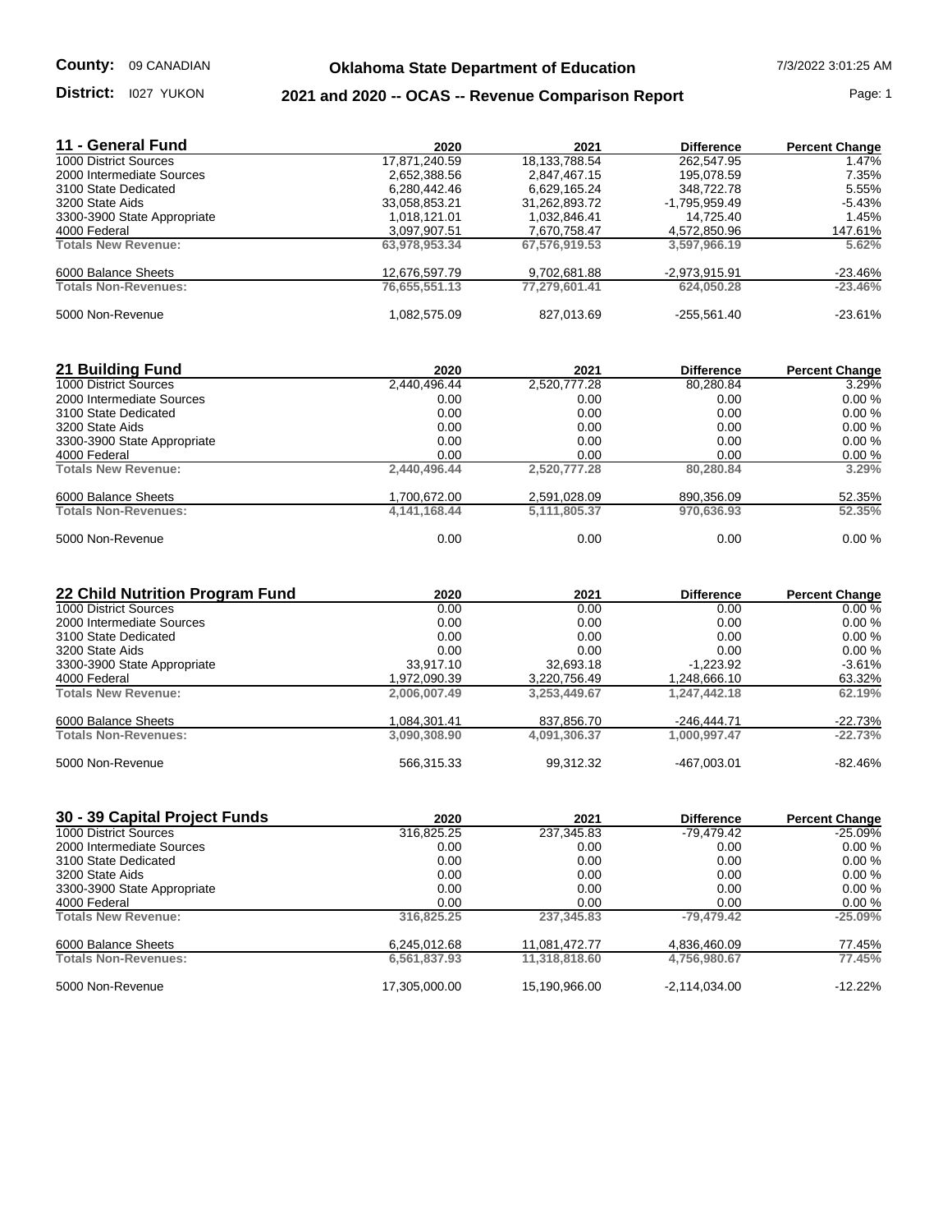**County:** 09 CANADIAN

**District:** I027 YUKON

## Oklahoma State Department of Education

## 2021 and 2020 -- OCAS -- Revenue Comparison Report

7/3/2022 3:01:25 AM

### 11 - General Fund

| 11 - General Fund | 2020 | 2021 | Difference | Percent Change |
|---|---|---|---|---|
| 1000 District Sources | 17,871,240.59 | 18,133,788.54 | 262,547.95 | 1.47% |
| 2000 Intermediate Sources | 2,652,388.56 | 2,847,467.15 | 195,078.59 | 7.35% |
| 3100 State Dedicated | 6,280,442.46 | 6,629,165.24 | 348,722.78 | 5.55% |
| 3200 State Aids | 33,058,853.21 | 31,262,893.72 | -1,795,959.49 | -5.43% |
| 3300-3900 State Appropriate | 1,018,121.01 | 1,032,846.41 | 14,725.40 | 1.45% |
| 4000 Federal | 3,097,907.51 | 7,670,758.47 | 4,572,850.96 | 147.61% |
| **Totals New Revenue:** | **63,978,953.34** | **67,576,919.53** | **3,597,966.19** | **5.62%** |
| 6000 Balance Sheets | 12,676,597.79 | 9,702,681.88 | -2,973,915.91 | -23.46% |
| **Totals Non-Revenues:** | **76,655,551.13** | **77,279,601.41** | **624,050.28** | **-23.46%** |
| 5000 Non-Revenue | 1,082,575.09 | 827,013.69 | -255,561.40 | -23.61% |

### 21 Building Fund

| 21 Building Fund | 2020 | 2021 | Difference | Percent Change |
|---|---|---|---|---|
| 1000 District Sources | 2,440,496.44 | 2,520,777.28 | 80,280.84 | 3.29% |
| 2000 Intermediate Sources | 0.00 | 0.00 | 0.00 | 0.00 % |
| 3100 State Dedicated | 0.00 | 0.00 | 0.00 | 0.00 % |
| 3200 State Aids | 0.00 | 0.00 | 0.00 | 0.00 % |
| 3300-3900 State Appropriate | 0.00 | 0.00 | 0.00 | 0.00 % |
| 4000 Federal | 0.00 | 0.00 | 0.00 | 0.00 % |
| **Totals New Revenue:** | **2,440,496.44** | **2,520,777.28** | **80,280.84** | **3.29%** |
| 6000 Balance Sheets | 1,700,672.00 | 2,591,028.09 | 890,356.09 | 52.35% |
| **Totals Non-Revenues:** | **4,141,168.44** | **5,111,805.37** | **970,636.93** | **52.35%** |
| 5000 Non-Revenue | 0.00 | 0.00 | 0.00 | 0.00 % |

### 22 Child Nutrition Program Fund

| 22 Child Nutrition Program Fund | 2020 | 2021 | Difference | Percent Change |
|---|---|---|---|---|
| 1000 District Sources | 0.00 | 0.00 | 0.00 | 0.00 % |
| 2000 Intermediate Sources | 0.00 | 0.00 | 0.00 | 0.00 % |
| 3100 State Dedicated | 0.00 | 0.00 | 0.00 | 0.00 % |
| 3200 State Aids | 0.00 | 0.00 | 0.00 | 0.00 % |
| 3300-3900 State Appropriate | 33,917.10 | 32,693.18 | -1,223.92 | -3.61% |
| 4000 Federal | 1,972,090.39 | 3,220,756.49 | 1,248,666.10 | 63.32% |
| **Totals New Revenue:** | **2,006,007.49** | **3,253,449.67** | **1,247,442.18** | **62.19%** |
| 6000 Balance Sheets | 1,084,301.41 | 837,856.70 | -246,444.71 | -22.73% |
| **Totals Non-Revenues:** | **3,090,308.90** | **4,091,306.37** | **1,000,997.47** | **-22.73%** |
| 5000 Non-Revenue | 566,315.33 | 99,312.32 | -467,003.01 | -82.46% |

### 30 - 39 Capital Project Funds

| 30 - 39 Capital Project Funds | 2020 | 2021 | Difference | Percent Change |
|---|---|---|---|---|
| 1000 District Sources | 316,825.25 | 237,345.83 | -79,479.42 | -25.09% |
| 2000 Intermediate Sources | 0.00 | 0.00 | 0.00 | 0.00 % |
| 3100 State Dedicated | 0.00 | 0.00 | 0.00 | 0.00 % |
| 3200 State Aids | 0.00 | 0.00 | 0.00 | 0.00 % |
| 3300-3900 State Appropriate | 0.00 | 0.00 | 0.00 | 0.00 % |
| 4000 Federal | 0.00 | 0.00 | 0.00 | 0.00 % |
| **Totals New Revenue:** | **316,825.25** | **237,345.83** | **-79,479.42** | **-25.09%** |
| 6000 Balance Sheets | 6,245,012.68 | 11,081,472.77 | 4,836,460.09 | 77.45% |
| **Totals Non-Revenues:** | **6,561,837.93** | **11,318,818.60** | **4,756,980.67** | **77.45%** |
| 5000 Non-Revenue | 17,305,000.00 | 15,190,966.00 | -2,114,034.00 | -12.22% |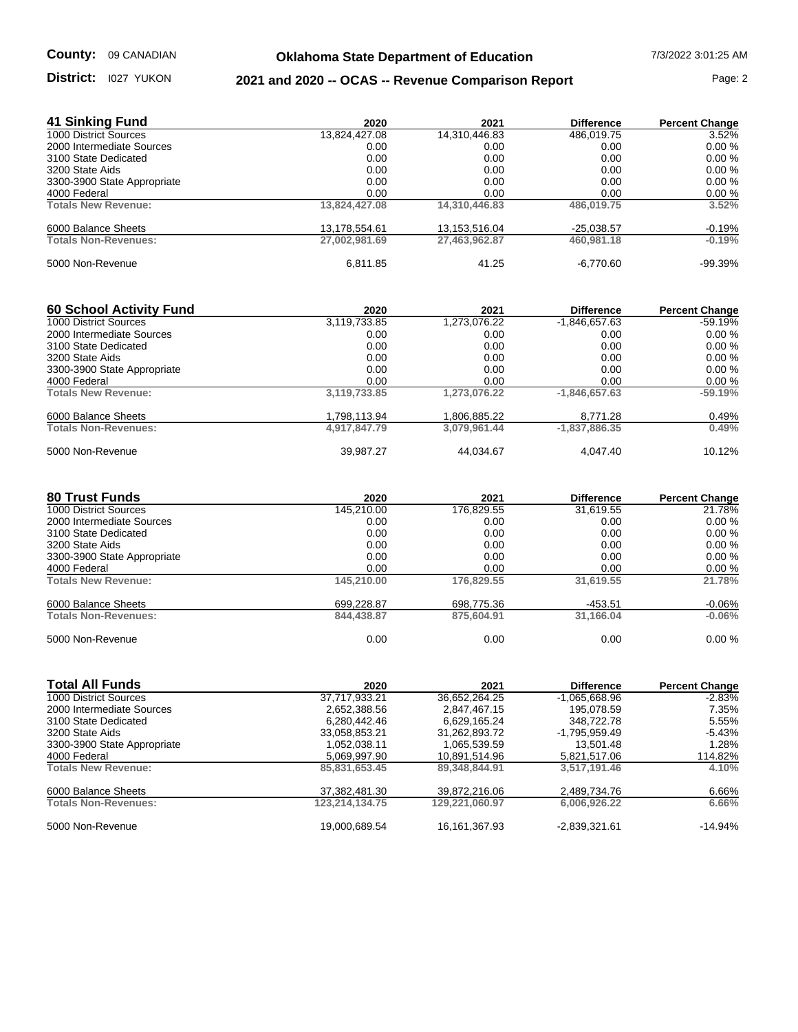| 41 Sinking Fund | 2020 | 2021 | Difference | Percent Change |
|---|---|---|---|---|
| 1000 District Sources | 13,824,427.08 | 14,310,446.83 | 486,019.75 | 3.52% |
| 2000 Intermediate Sources | 0.00 | 0.00 | 0.00 | 0.00 % |
| 3100 State Dedicated | 0.00 | 0.00 | 0.00 | 0.00 % |
| 3200 State Aids | 0.00 | 0.00 | 0.00 | 0.00 % |
| 3300-3900 State Appropriate | 0.00 | 0.00 | 0.00 | 0.00 % |
| 4000 Federal | 0.00 | 0.00 | 0.00 | 0.00 % |
| **Totals New Revenue:** | **13,824,427.08** | **14,310,446.83** | **486,019.75** | **3.52%** |
| 6000 Balance Sheets | 13,178,554.61 | 13,153,516.04 | -25,038.57 | -0.19% |
| **Totals Non-Revenues:** | **27,002,981.69** | **27,463,962.87** | **460,981.18** | **-0.19%** |
| 5000 Non-Revenue | 6,811.85 | 41.25 | -6,770.60 | -99.39% |

| 60 School Activity Fund | 2020 | 2021 | Difference | Percent Change |
|---|---|---|---|---|
| 1000 District Sources | 3,119,733.85 | 1,273,076.22 | -1,846,657.63 | -59.19% |
| 2000 Intermediate Sources | 0.00 | 0.00 | 0.00 | 0.00 % |
| 3100 State Dedicated | 0.00 | 0.00 | 0.00 | 0.00 % |
| 3200 State Aids | 0.00 | 0.00 | 0.00 | 0.00 % |
| 3300-3900 State Appropriate | 0.00 | 0.00 | 0.00 | 0.00 % |
| 4000 Federal | 0.00 | 0.00 | 0.00 | 0.00 % |
| **Totals New Revenue:** | **3,119,733.85** | **1,273,076.22** | **-1,846,657.63** | **-59.19%** |
| 6000 Balance Sheets | 1,798,113.94 | 1,806,885.22 | 8,771.28 | 0.49% |
| **Totals Non-Revenues:** | **4,917,847.79** | **3,079,961.44** | **-1,837,886.35** | **0.49%** |
| 5000 Non-Revenue | 39,987.27 | 44,034.67 | 4,047.40 | 10.12% |

| 80 Trust Funds | 2020 | 2021 | Difference | Percent Change |
|---|---|---|---|---|
| 1000 District Sources | 145,210.00 | 176,829.55 | 31,619.55 | 21.78% |
| 2000 Intermediate Sources | 0.00 | 0.00 | 0.00 | 0.00 % |
| 3100 State Dedicated | 0.00 | 0.00 | 0.00 | 0.00 % |
| 3200 State Aids | 0.00 | 0.00 | 0.00 | 0.00 % |
| 3300-3900 State Appropriate | 0.00 | 0.00 | 0.00 | 0.00 % |
| 4000 Federal | 0.00 | 0.00 | 0.00 | 0.00 % |
| **Totals New Revenue:** | **145,210.00** | **176,829.55** | **31,619.55** | **21.78%** |
| 6000 Balance Sheets | 699,228.87 | 698,775.36 | -453.51 | -0.06% |
| **Totals Non-Revenues:** | **844,438.87** | **875,604.91** | **31,166.04** | **-0.06%** |
| 5000 Non-Revenue | 0.00 | 0.00 | 0.00 | 0.00 % |

| Total All Funds | 2020 | 2021 | Difference | Percent Change |
|---|---|---|---|---|
| 1000 District Sources | 37,717,933.21 | 36,652,264.25 | -1,065,668.96 | -2.83% |
| 2000 Intermediate Sources | 2,652,388.56 | 2,847,467.15 | 195,078.59 | 7.35% |
| 3100 State Dedicated | 6,280,442.46 | 6,629,165.24 | 348,722.78 | 5.55% |
| 3200 State Aids | 33,058,853.21 | 31,262,893.72 | -1,795,959.49 | -5.43% |
| 3300-3900 State Appropriate | 1,052,038.11 | 1,065,539.59 | 13,501.48 | 1.28% |
| 4000 Federal | 5,069,997.90 | 10,891,514.96 | 5,821,517.06 | 114.82% |
| **Totals New Revenue:** | **85,831,653.45** | **89,348,844.91** | **3,517,191.46** | **4.10%** |
| 6000 Balance Sheets | 37,382,481.30 | 39,872,216.06 | 2,489,734.76 | 6.66% |
| **Totals Non-Revenues:** | **123,214,134.75** | **129,221,060.97** | **6,006,926.22** | **6.66%** |
| 5000 Non-Revenue | 19,000,689.54 | 16,161,367.93 | -2,839,321.61 | -14.94% |